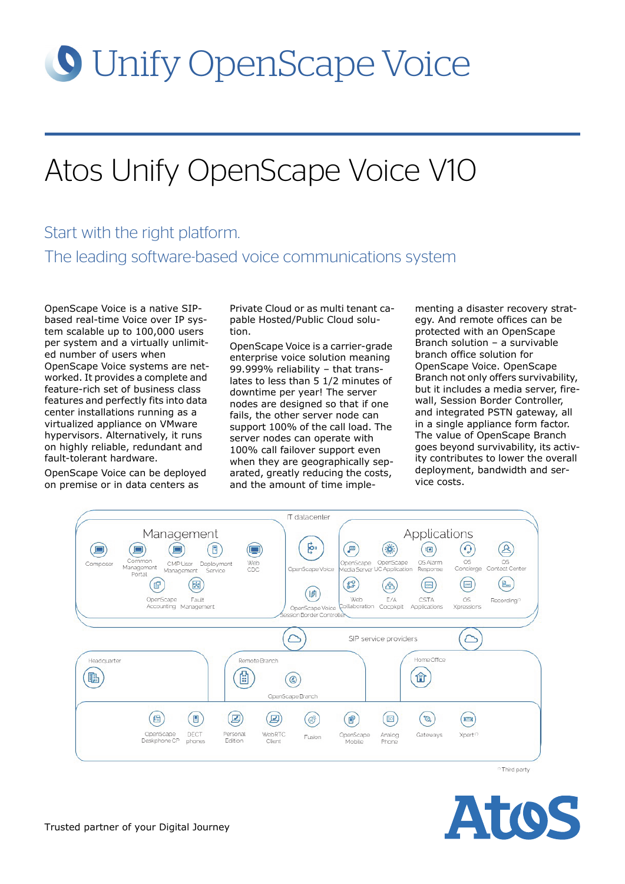# Unify OpenScape Voice

## Atos Unify OpenScape Voice V10

### Start with the right platform.
### The leading software-based voice communications system

OpenScape Voice is a native SIP-based real-time Voice over IP system scalable up to 100,000 users per system and a virtually unlimited number of users when OpenScape Voice systems are networked. It provides a complete and feature-rich set of business class features and perfectly fits into data center installations running as a virtualized appliance on VMware hypervisors. Alternatively, it runs on highly reliable, redundant and fault-tolerant hardware.

OpenScape Voice can be deployed on premise or in data centers as Private Cloud or as multi tenant capable Hosted/Public Cloud solution.

OpenScape Voice is a carrier-grade enterprise voice solution meaning 99.999% reliability – that translates to less than 5 1/2 minutes of downtime per year! The server nodes are designed so that if one fails, the other server node can support 100% of the call load. The server nodes can operate with 100% call failover support even when they are geographically separated, greatly reducing the costs, and the amount of time implementing a disaster recovery strategy. And remote offices can be protected with an OpenScape Branch solution – a survivable branch office solution for OpenScape Voice. OpenScape Branch not only offers survivability, but it includes a media server, firewall, Session Border Controller, and integrated PSTN gateway, all in a single appliance form factor. The value of OpenScape Branch goes beyond survivability, its activity contributes to lower the overall deployment, bandwidth and service costs.

IT datacenter

Management: Composer, Common Management Portal, CMP User Management, Deployment Service, Web CDC, OpenScape Accounting, Fault Management

OpenScape Voice, OpenScape Voice Session Border Controller

Applications: OpenScape Media Server, OpenScape UC Application, OS Alarm Response, OS Concierge, OS Contact Center, Web Collaboration, E/A Cockpit, CSTA Applications, OS Xpressions, Recording[1]

SIP service providers

Headquarter — Remote Branch (OpenScape Branch) — Home Office

OpenScape Deskphone CP, DECT phones, Personal Edition, WebRTC Client, Fusion, OpenScape Mobile, Analog Phone, Gateways, Xpert[1]

[1] Third party

Trusted partner of your Digital Journey

Atos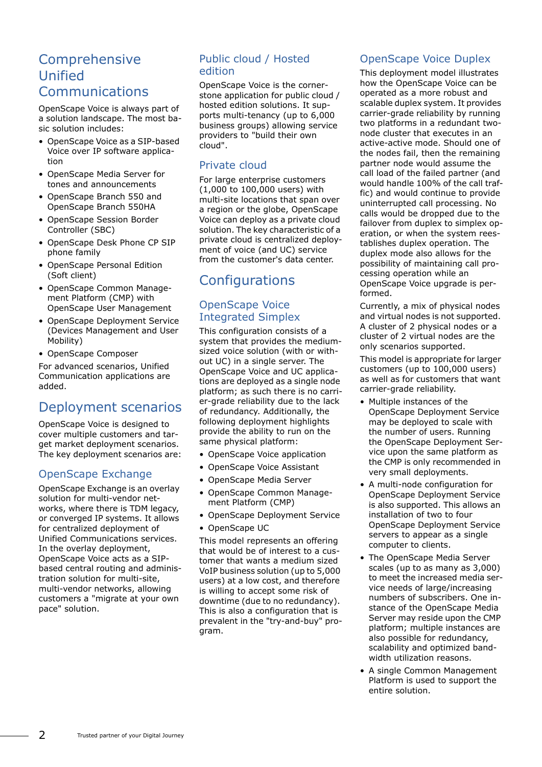## Comprehensive Unified Communications

OpenScape Voice is always part of a solution landscape. The most basic solution includes:

- OpenScape Voice as a SIP-based Voice over IP software application
- OpenScape Media Server for tones and announcements
- OpenScape Branch 550 and OpenScape Branch 550HA
- OpenScape Session Border Controller (SBC)
- OpenScape Desk Phone CP SIP phone family
- OpenScape Personal Edition (Soft client)
- OpenScape Common Management Platform (CMP) with OpenScape User Management
- OpenScape Deployment Service (Devices Management and User Mobility)
- OpenScape Composer

For advanced scenarios, Unified Communication applications are added.

## Deployment scenarios

OpenScape Voice is designed to cover multiple customers and target market deployment scenarios. The key deployment scenarios are:

### OpenScape Exchange

OpenScape Exchange is an overlay solution for multi-vendor networks, where there is TDM legacy, or converged IP systems. It allows for centralized deployment of Unified Communications services. In the overlay deployment, OpenScape Voice acts as a SIP-based central routing and administration solution for multi-site, multi-vendor networks, allowing customers a "migrate at your own pace" solution.

### Public cloud / Hosted edition

OpenScape Voice is the cornerstone application for public cloud / hosted edition solutions. It supports multi-tenancy (up to 6,000 business groups) allowing service providers to "build their own cloud".

### Private cloud

For large enterprise customers (1,000 to 100,000 users) with multi-site locations that span over a region or the globe, OpenScape Voice can deploy as a private cloud solution. The key characteristic of a private cloud is centralized deployment of voice (and UC) service from the customer's data center.

## Configurations

### OpenScape Voice Integrated Simplex

This configuration consists of a system that provides the medium-sized voice solution (with or without UC) in a single server. The OpenScape Voice and UC applications are deployed as a single node platform; as such there is no carrier-grade reliability due to the lack of redundancy. Additionally, the following deployment highlights provide the ability to run on the same physical platform:

- OpenScape Voice application
- OpenScape Voice Assistant
- OpenScape Media Server
- OpenScape Common Management Platform (CMP)
- OpenScape Deployment Service
- OpenScape UC

This model represents an offering that would be of interest to a customer that wants a medium sized VoIP business solution (up to 5,000 users) at a low cost, and therefore is willing to accept some risk of downtime (due to no redundancy). This is also a configuration that is prevalent in the "try-and-buy" program.

### OpenScape Voice Duplex

This deployment model illustrates how the OpenScape Voice can be operated as a more robust and scalable duplex system. It provides carrier-grade reliability by running two platforms in a redundant two-node cluster that executes in an active-active mode. Should one of the nodes fail, then the remaining partner node would assume the call load of the failed partner (and would handle 100% of the call traffic) and would continue to provide uninterrupted call processing. No calls would be dropped due to the failover from duplex to simplex operation, or when the system reestablishes duplex operation. The duplex mode also allows for the possibility of maintaining call processing operation while an OpenScape Voice upgrade is performed.

Currently, a mix of physical nodes and virtual nodes is not supported. A cluster of 2 physical nodes or a cluster of 2 virtual nodes are the only scenarios supported.

This model is appropriate for larger customers (up to 100,000 users) as well as for customers that want carrier-grade reliability.

- Multiple instances of the OpenScape Deployment Service may be deployed to scale with the number of users. Running the OpenScape Deployment Service upon the same platform as the CMP is only recommended in very small deployments.
- A multi-node configuration for OpenScape Deployment Service is also supported. This allows an installation of two to four OpenScape Deployment Service servers to appear as a single computer to clients.
- The OpenScape Media Server scales (up to as many as 3,000) to meet the increased media service needs of large/increasing numbers of subscribers. One instance of the OpenScape Media Server may reside upon the CMP platform; multiple instances are also possible for redundancy, scalability and optimized bandwidth utilization reasons.
- A single Common Management Platform is used to support the entire solution.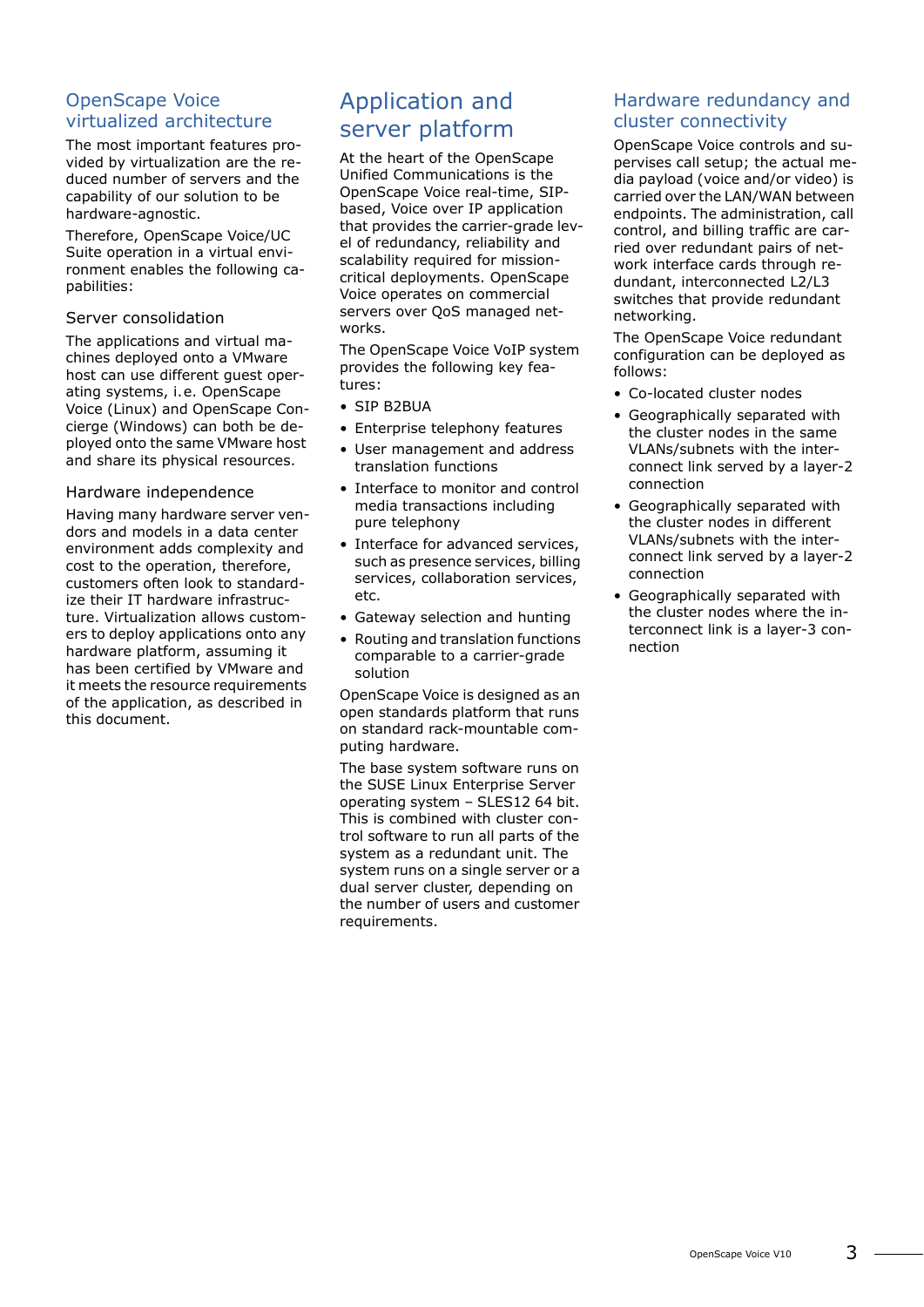## OpenScape Voice virtualized architecture

The most important features provided by virtualization are the reduced number of servers and the capability of our solution to be hardware-agnostic.

Therefore, OpenScape Voice/UC Suite operation in a virtual environment enables the following capabilities:

### Server consolidation

The applications and virtual machines deployed onto a VMware host can use different guest operating systems, i.e. OpenScape Voice (Linux) and OpenScape Concierge (Windows) can both be deployed onto the same VMware host and share its physical resources.

### Hardware independence

Having many hardware server vendors and models in a data center environment adds complexity and cost to the operation, therefore, customers often look to standardize their IT hardware infrastructure. Virtualization allows customers to deploy applications onto any hardware platform, assuming it has been certified by VMware and it meets the resource requirements of the application, as described in this document.

# Application and server platform

At the heart of the OpenScape Unified Communications is the OpenScape Voice real-time, SIP-based, Voice over IP application that provides the carrier-grade level of redundancy, reliability and scalability required for mission-critical deployments. OpenScape Voice operates on commercial servers over QoS managed networks.

The OpenScape Voice VoIP system provides the following key features:

- SIP B2BUA
- Enterprise telephony features
- User management and address translation functions
- Interface to monitor and control media transactions including pure telephony
- Interface for advanced services, such as presence services, billing services, collaboration services, etc.
- Gateway selection and hunting
- Routing and translation functions comparable to a carrier-grade solution

OpenScape Voice is designed as an open standards platform that runs on standard rack-mountable computing hardware.

The base system software runs on the SUSE Linux Enterprise Server operating system – SLES12 64 bit. This is combined with cluster control software to run all parts of the system as a redundant unit. The system runs on a single server or a dual server cluster, depending on the number of users and customer requirements.

## Hardware redundancy and cluster connectivity

OpenScape Voice controls and supervises call setup; the actual media payload (voice and/or video) is carried over the LAN/WAN between endpoints. The administration, call control, and billing traffic are carried over redundant pairs of network interface cards through redundant, interconnected L2/L3 switches that provide redundant networking.

The OpenScape Voice redundant configuration can be deployed as follows:

- Co-located cluster nodes
- Geographically separated with the cluster nodes in the same VLANs/subnets with the interconnect link served by a layer-2 connection
- Geographically separated with the cluster nodes in different VLANs/subnets with the interconnect link served by a layer-2 connection
- Geographically separated with the cluster nodes where the interconnect link is a layer-3 connection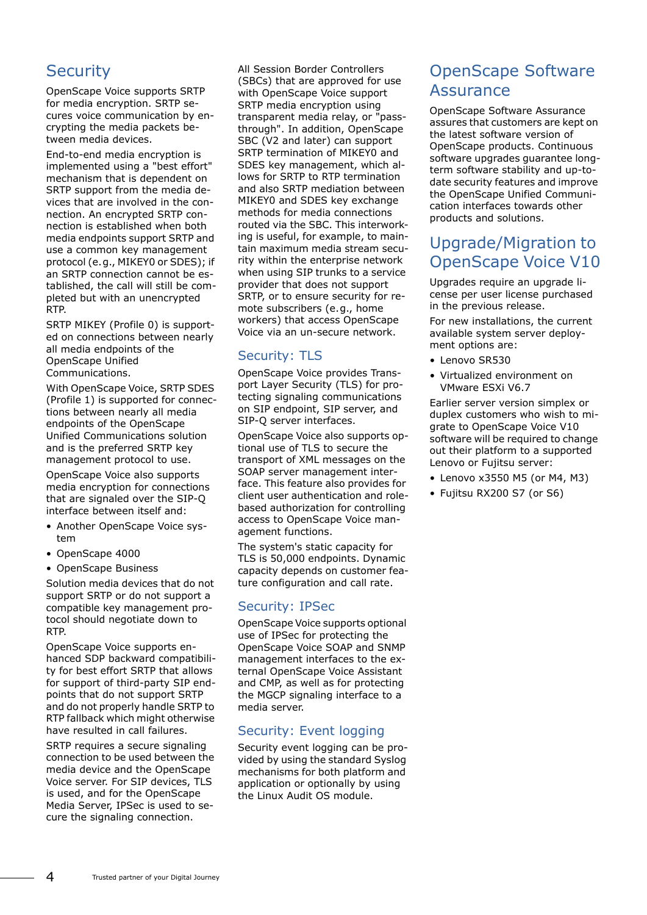## Security

OpenScape Voice supports SRTP for media encryption. SRTP secures voice communication by encrypting the media packets between media devices.

End-to-end media encryption is implemented using a "best effort" mechanism that is dependent on SRTP support from the media devices that are involved in the connection. An encrypted SRTP connection is established when both media endpoints support SRTP and use a common key management protocol (e.g., MIKEY0 or SDES); if an SRTP connection cannot be established, the call will still be completed but with an unencrypted RTP.

SRTP MIKEY (Profile 0) is supported on connections between nearly all media endpoints of the OpenScape Unified Communications.

With OpenScape Voice, SRTP SDES (Profile 1) is supported for connections between nearly all media endpoints of the OpenScape Unified Communications solution and is the preferred SRTP key management protocol to use.

OpenScape Voice also supports media encryption for connections that are signaled over the SIP-Q interface between itself and:

- Another OpenScape Voice system
- OpenScape 4000
- OpenScape Business

Solution media devices that do not support SRTP or do not support a compatible key management protocol should negotiate down to RTP.

OpenScape Voice supports enhanced SDP backward compatibility for best effort SRTP that allows for support of third-party SIP endpoints that do not support SRTP and do not properly handle SRTP to RTP fallback which might otherwise have resulted in call failures.

SRTP requires a secure signaling connection to be used between the media device and the OpenScape Voice server. For SIP devices, TLS is used, and for the OpenScape Media Server, IPSec is used to secure the signaling connection.

All Session Border Controllers (SBCs) that are approved for use with OpenScape Voice support SRTP media encryption using transparent media relay, or "pass-through". In addition, OpenScape SBC (V2 and later) can support SRTP termination of MIKEY0 and SDES key management, which allows for SRTP to RTP termination and also SRTP mediation between MIKEY0 and SDES key exchange methods for media connections routed via the SBC. This interworking is useful, for example, to maintain maximum media stream security within the enterprise network when using SIP trunks to a service provider that does not support SRTP, or to ensure security for remote subscribers (e.g., home workers) that access OpenScape Voice via an un-secure network.

### Security: TLS

OpenScape Voice provides Transport Layer Security (TLS) for protecting signaling communications on SIP endpoint, SIP server, and SIP-Q server interfaces.

OpenScape Voice also supports optional use of TLS to secure the transport of XML messages on the SOAP server management interface. This feature also provides for client user authentication and role-based authorization for controlling access to OpenScape Voice management functions.

The system's static capacity for TLS is 50,000 endpoints. Dynamic capacity depends on customer feature configuration and call rate.

### Security: IPSec

OpenScape Voice supports optional use of IPSec for protecting the OpenScape Voice SOAP and SNMP management interfaces to the external OpenScape Voice Assistant and CMP, as well as for protecting the MGCP signaling interface to a media server.

### Security: Event logging

Security event logging can be provided by using the standard Syslog mechanisms for both platform and application or optionally by using the Linux Audit OS module.

## OpenScape Software Assurance

OpenScape Software Assurance assures that customers are kept on the latest software version of OpenScape products. Continuous software upgrades guarantee long-term software stability and up-to-date security features and improve the OpenScape Unified Communication interfaces towards other products and solutions.

## Upgrade/Migration to OpenScape Voice V10

Upgrades require an upgrade license per user license purchased in the previous release.

For new installations, the current available system server deployment options are:

- Lenovo SR530
- Virtualized environment on VMware ESXi V6.7

Earlier server version simplex or duplex customers who wish to migrate to OpenScape Voice V10 software will be required to change out their platform to a supported Lenovo or Fujitsu server:

- Lenovo x3550 M5 (or M4, M3)
- Fujitsu RX200 S7 (or S6)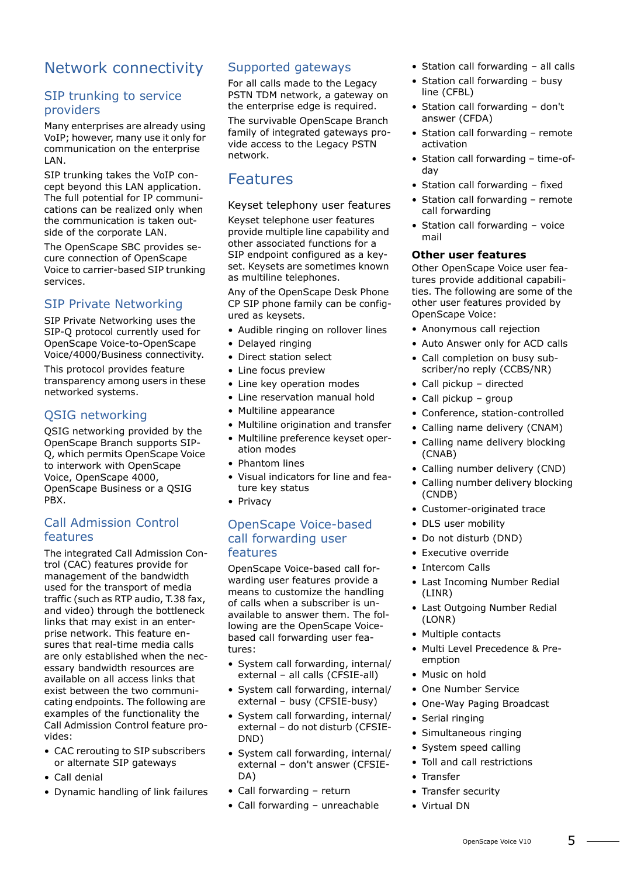# Network connectivity

## SIP trunking to service providers

Many enterprises are already using VoIP; however, many use it only for communication on the enterprise LAN.

SIP trunking takes the VoIP concept beyond this LAN application. The full potential for IP communications can be realized only when the communication is taken outside of the corporate LAN.

The OpenScape SBC provides secure connection of OpenScape Voice to carrier-based SIP trunking services.

## SIP Private Networking

SIP Private Networking uses the SIP-Q protocol currently used for OpenScape Voice-to-OpenScape Voice/4000/Business connectivity.

This protocol provides feature transparency among users in these networked systems.

## QSIG networking

QSIG networking provided by the OpenScape Branch supports SIP-Q, which permits OpenScape Voice to interwork with OpenScape Voice, OpenScape 4000, OpenScape Business or a QSIG PBX.

## Call Admission Control features

The integrated Call Admission Control (CAC) features provide for management of the bandwidth used for the transport of media traffic (such as RTP audio, T.38 fax, and video) through the bottleneck links that may exist in an enterprise network. This feature ensures that real-time media calls are only established when the necessary bandwidth resources are available on all access links that exist between the two communicating endpoints. The following are examples of the functionality the Call Admission Control feature provides:

- CAC rerouting to SIP subscribers or alternate SIP gateways
- Call denial
- Dynamic handling of link failures

## Supported gateways

For all calls made to the Legacy PSTN TDM network, a gateway on the enterprise edge is required.

The survivable OpenScape Branch family of integrated gateways provide access to the Legacy PSTN network.

# Features

## Keyset telephony user features

Keyset telephone user features provide multiple line capability and other associated functions for a SIP endpoint configured as a keyset. Keysets are sometimes known as multiline telephones.

Any of the OpenScape Desk Phone CP SIP phone family can be configured as keysets.

- Audible ringing on rollover lines
- Delayed ringing
- Direct station select
- Line focus preview
- Line key operation modes
- Line reservation manual hold
- Multiline appearance
- Multiline origination and transfer
- Multiline preference keyset operation modes
- Phantom lines
- Visual indicators for line and feature key status
- Privacy

## OpenScape Voice-based call forwarding user features

OpenScape Voice-based call forwarding user features provide a means to customize the handling of calls when a subscriber is unavailable to answer them. The following are the OpenScape Voice-based call forwarding user features:

- System call forwarding, internal/external – all calls (CFSIE-all)
- System call forwarding, internal/external – busy (CFSIE-busy)
- System call forwarding, internal/external – do not disturb (CFSIE-DND)
- System call forwarding, internal/external – don't answer (CFSIE-DA)
- Call forwarding – return
- Call forwarding – unreachable
- Station call forwarding – all calls
- Station call forwarding – busy line (CFBL)
- Station call forwarding – don't answer (CFDA)
- Station call forwarding – remote activation
- Station call forwarding – time-of-day
- Station call forwarding – fixed
- Station call forwarding – remote call forwarding
- Station call forwarding – voice mail

### Other user features

Other OpenScape Voice user features provide additional capabilities. The following are some of the other user features provided by OpenScape Voice:

- Anonymous call rejection
- Auto Answer only for ACD calls
- Call completion on busy subscriber/no reply (CCBS/NR)
- Call pickup – directed
- Call pickup – group
- Conference, station-controlled
- Calling name delivery (CNAM)
- Calling name delivery blocking (CNAB)
- Calling number delivery (CND)
- Calling number delivery blocking (CNDB)
- Customer-originated trace
- DLS user mobility
- Do not disturb (DND)
- Executive override
- Intercom Calls
- Last Incoming Number Redial (LINR)
- Last Outgoing Number Redial (LONR)
- Multiple contacts
- Multi Level Precedence & Preemption
- Music on hold
- One Number Service
- One-Way Paging Broadcast
- Serial ringing
- Simultaneous ringing
- System speed calling
- Toll and call restrictions
- Transfer
- Transfer security
- Virtual DN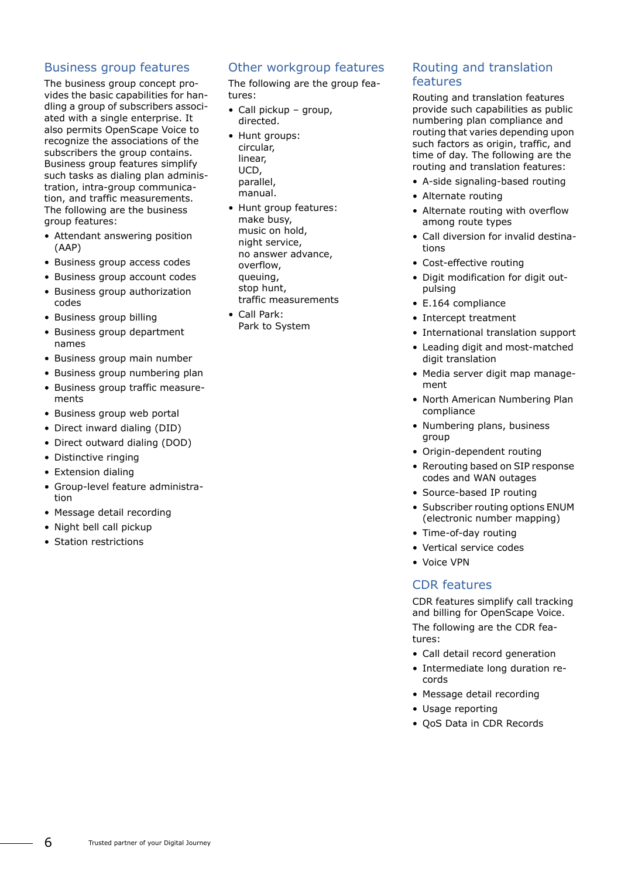## Business group features

The business group concept provides the basic capabilities for handling a group of subscribers associated with a single enterprise. It also permits OpenScape Voice to recognize the associations of the subscribers the group contains. Business group features simplify such tasks as dialing plan administration, intra-group communication, and traffic measurements. The following are the business group features:

- Attendant answering position (AAP)
- Business group access codes
- Business group account codes
- Business group authorization codes
- Business group billing
- Business group department names
- Business group main number
- Business group numbering plan
- Business group traffic measurements
- Business group web portal
- Direct inward dialing (DID)
- Direct outward dialing (DOD)
- Distinctive ringing
- Extension dialing
- Group-level feature administration
- Message detail recording
- Night bell call pickup
- Station restrictions

## Other workgroup features

The following are the group features:

- Call pickup – group, directed.
- Hunt groups: circular, linear, UCD, parallel, manual.
- Hunt group features: make busy, music on hold, night service, no answer advance, overflow, queuing, stop hunt, traffic measurements
- Call Park: Park to System

## Routing and translation features

Routing and translation features provide such capabilities as public numbering plan compliance and routing that varies depending upon such factors as origin, traffic, and time of day. The following are the routing and translation features:

- A-side signaling-based routing
- Alternate routing
- Alternate routing with overflow among route types
- Call diversion for invalid destinations
- Cost-effective routing
- Digit modification for digit outpulsing
- E.164 compliance
- Intercept treatment
- International translation support
- Leading digit and most-matched digit translation
- Media server digit map management
- North American Numbering Plan compliance
- Numbering plans, business group
- Origin-dependent routing
- Rerouting based on SIP response codes and WAN outages
- Source-based IP routing
- Subscriber routing options ENUM (electronic number mapping)
- Time-of-day routing
- Vertical service codes
- Voice VPN

## CDR features

CDR features simplify call tracking and billing for OpenScape Voice.

The following are the CDR features:

- Call detail record generation
- Intermediate long duration records
- Message detail recording
- Usage reporting
- QoS Data in CDR Records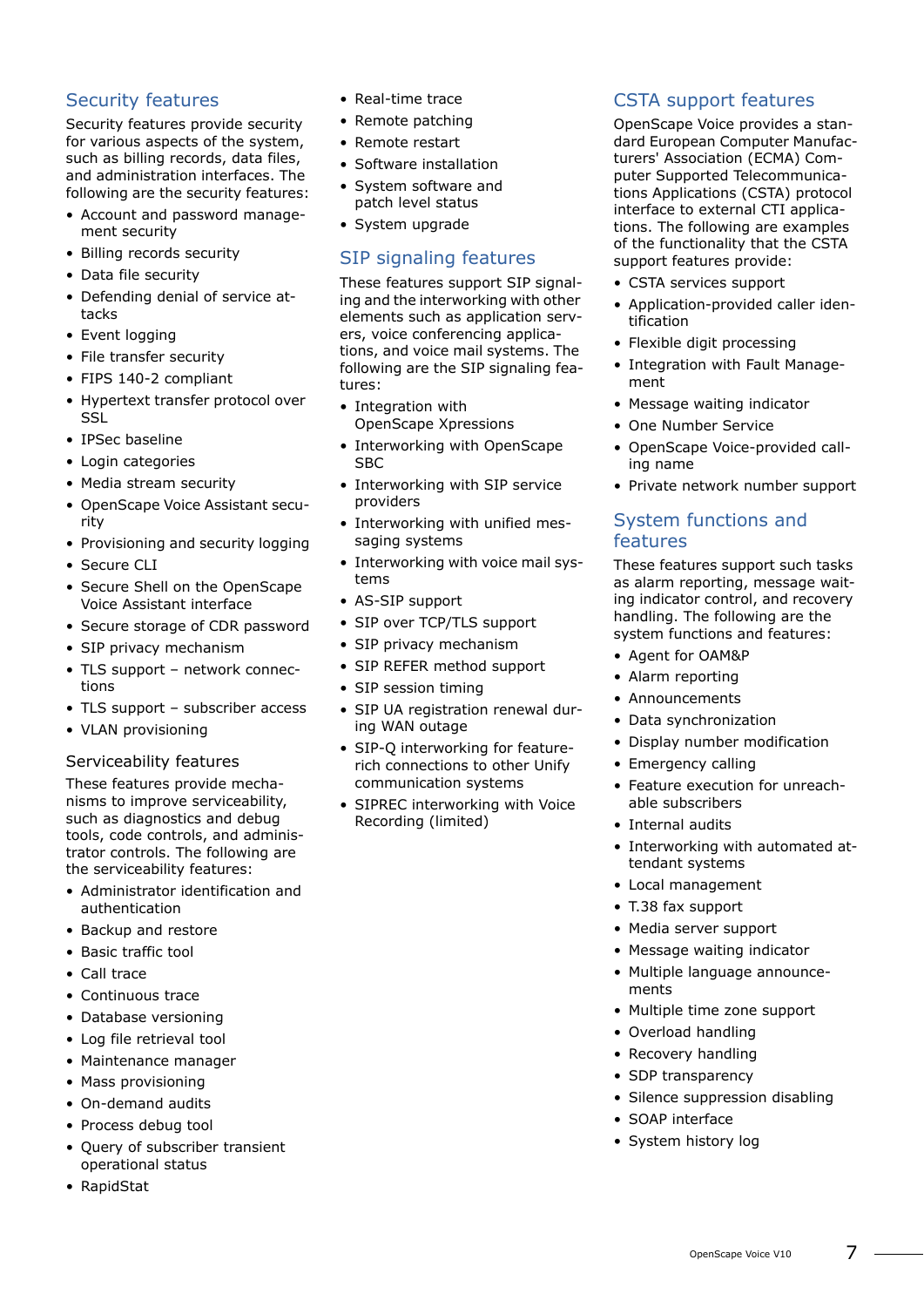## Security features

Security features provide security for various aspects of the system, such as billing records, data files, and administration interfaces. The following are the security features:

- Account and password management security
- Billing records security
- Data file security
- Defending denial of service attacks
- Event logging
- File transfer security
- FIPS 140-2 compliant
- Hypertext transfer protocol over SSL
- IPSec baseline
- Login categories
- Media stream security
- OpenScape Voice Assistant security
- Provisioning and security logging
- Secure CLI
- Secure Shell on the OpenScape Voice Assistant interface
- Secure storage of CDR password
- SIP privacy mechanism
- TLS support – network connections
- TLS support – subscriber access
- VLAN provisioning

### Serviceability features

These features provide mechanisms to improve serviceability, such as diagnostics and debug tools, code controls, and administrator controls. The following are the serviceability features:

- Administrator identification and authentication
- Backup and restore
- Basic traffic tool
- Call trace
- Continuous trace
- Database versioning
- Log file retrieval tool
- Maintenance manager
- Mass provisioning
- On-demand audits
- Process debug tool
- Query of subscriber transient operational status
- RapidStat
- Real-time trace
- Remote patching
- Remote restart
- Software installation
- System software and patch level status
- System upgrade

## SIP signaling features

These features support SIP signaling and the interworking with other elements such as application servers, voice conferencing applications, and voice mail systems. The following are the SIP signaling features:

- Integration with OpenScape Xpressions
- Interworking with OpenScape SBC
- Interworking with SIP service providers
- Interworking with unified messaging systems
- Interworking with voice mail systems
- AS-SIP support
- SIP over TCP/TLS support
- SIP privacy mechanism
- SIP REFER method support
- SIP session timing
- SIP UA registration renewal during WAN outage
- SIP-Q interworking for feature-rich connections to other Unify communication systems
- SIPREC interworking with Voice Recording (limited)

## CSTA support features

OpenScape Voice provides a standard European Computer Manufacturers' Association (ECMA) Computer Supported Telecommunications Applications (CSTA) protocol interface to external CTI applications. The following are examples of the functionality that the CSTA support features provide:

- CSTA services support
- Application-provided caller identification
- Flexible digit processing
- Integration with Fault Management
- Message waiting indicator
- One Number Service
- OpenScape Voice-provided calling name
- Private network number support

## System functions and features

These features support such tasks as alarm reporting, message waiting indicator control, and recovery handling. The following are the system functions and features:

- Agent for OAM&P
- Alarm reporting
- Announcements
- Data synchronization
- Display number modification
- Emergency calling
- Feature execution for unreachable subscribers
- Internal audits
- Interworking with automated attendant systems
- Local management
- T.38 fax support
- Media server support
- Message waiting indicator
- Multiple language announcements
- Multiple time zone support
- Overload handling
- Recovery handling
- SDP transparency
- Silence suppression disabling
- SOAP interface
- System history log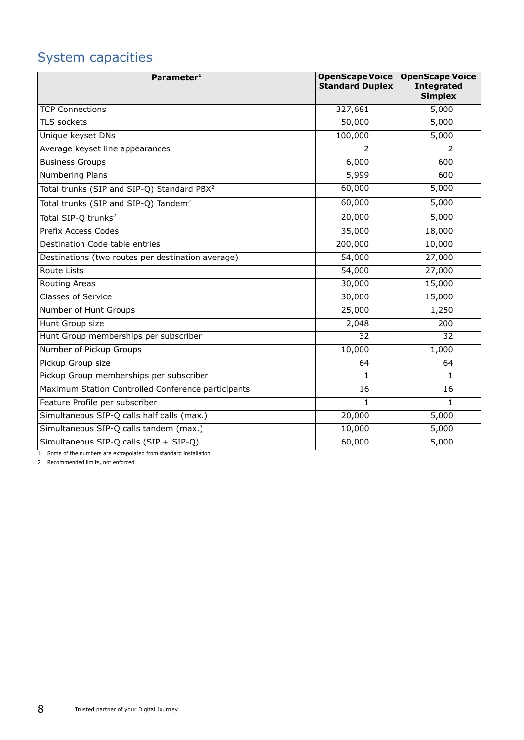## System capacities

| Parameter[1] | OpenScape Voice Standard Duplex | OpenScape Voice Integrated Simplex |
|---|---|---|
| TCP Connections | 327,681 | 5,000 |
| TLS sockets | 50,000 | 5,000 |
| Unique keyset DNs | 100,000 | 5,000 |
| Average keyset line appearances | 2 | 2 |
| Business Groups | 6,000 | 600 |
| Numbering Plans | 5,999 | 600 |
| Total trunks (SIP and SIP-Q) Standard PBX[2] | 60,000 | 5,000 |
| Total trunks (SIP and SIP-Q) Tandem[2] | 60,000 | 5,000 |
| Total SIP-Q trunks[2] | 20,000 | 5,000 |
| Prefix Access Codes | 35,000 | 18,000 |
| Destination Code table entries | 200,000 | 10,000 |
| Destinations (two routes per destination average) | 54,000 | 27,000 |
| Route Lists | 54,000 | 27,000 |
| Routing Areas | 30,000 | 15,000 |
| Classes of Service | 30,000 | 15,000 |
| Number of Hunt Groups | 25,000 | 1,250 |
| Hunt Group size | 2,048 | 200 |
| Hunt Group memberships per subscriber | 32 | 32 |
| Number of Pickup Groups | 10,000 | 1,000 |
| Pickup Group size | 64 | 64 |
| Pickup Group memberships per subscriber | 1 | 1 |
| Maximum Station Controlled Conference participants | 16 | 16 |
| Feature Profile per subscriber | 1 | 1 |
| Simultaneous SIP-Q calls half calls (max.) | 20,000 | 5,000 |
| Simultaneous SIP-Q calls tandem (max.) | 10,000 | 5,000 |
| Simultaneous SIP-Q calls (SIP + SIP-Q) | 60,000 | 5,000 |

1 Some of the numbers are extrapolated from standard installation

2 Recommended limits, not enforced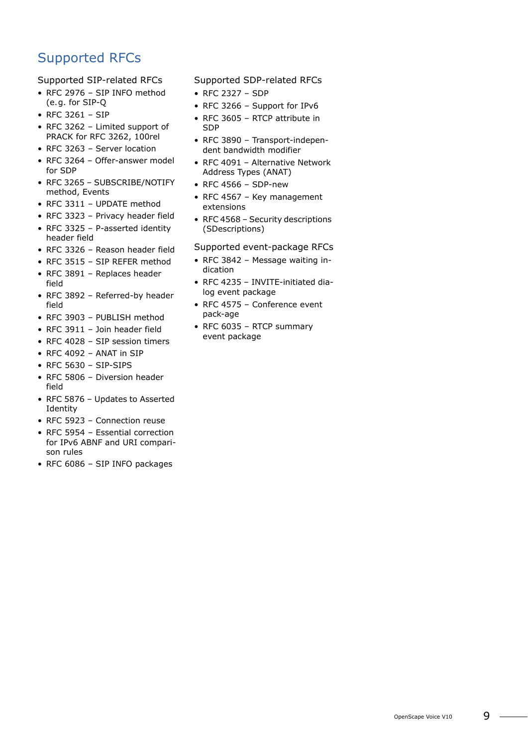# Supported RFCs

## Supported SIP-related RFCs

- RFC 2976 – SIP INFO method (e.g. for SIP-Q
- RFC 3261 – SIP
- RFC 3262 – Limited support of PRACK for RFC 3262, 100rel
- RFC 3263 – Server location
- RFC 3264 – Offer-answer model for SDP
- RFC 3265 – SUBSCRIBE/NOTIFY method, Events
- RFC 3311 – UPDATE method
- RFC 3323 – Privacy header field
- RFC 3325 – P-asserted identity header field
- RFC 3326 – Reason header field
- RFC 3515 – SIP REFER method
- RFC 3891 – Replaces header field
- RFC 3892 – Referred-by header field
- RFC 3903 – PUBLISH method
- RFC 3911 – Join header field
- RFC 4028 – SIP session timers
- RFC 4092 – ANAT in SIP
- RFC 5630 – SIP-SIPS
- RFC 5806 – Diversion header field
- RFC 5876 – Updates to Asserted Identity
- RFC 5923 – Connection reuse
- RFC 5954 – Essential correction for IPv6 ABNF and URI comparison rules
- RFC 6086 – SIP INFO packages

## Supported SDP-related RFCs

- RFC 2327 – SDP
- RFC 3266 – Support for IPv6
- RFC 3605 – RTCP attribute in SDP
- RFC 3890 – Transport-independent bandwidth modifier
- RFC 4091 – Alternative Network Address Types (ANAT)
- RFC 4566 – SDP-new
- RFC 4567 – Key management extensions
- RFC 4568 – Security descriptions (SDescriptions)

## Supported event-package RFCs

- RFC 3842 – Message waiting indication
- RFC 4235 – INVITE-initiated dialog event package
- RFC 4575 – Conference event pack-age
- RFC 6035 – RTCP summary event package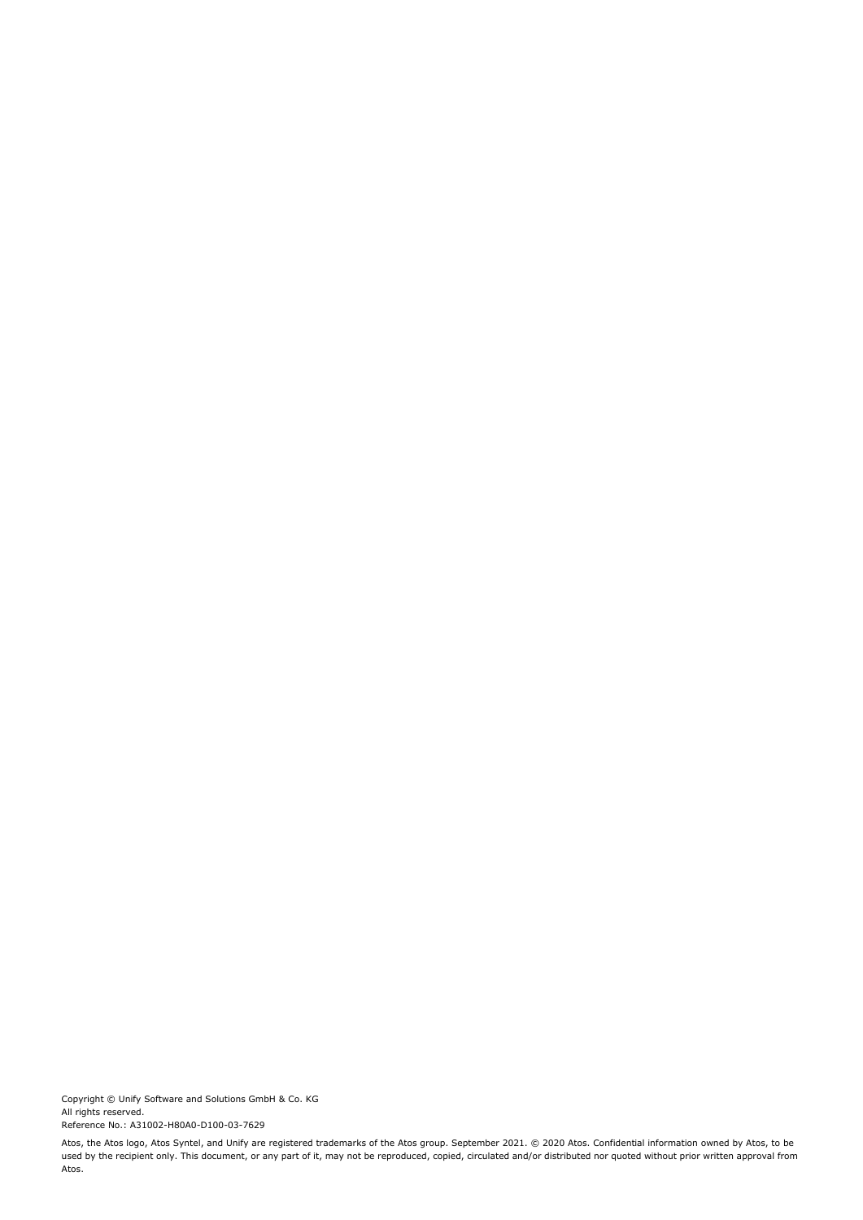Copyright © Unify Software and Solutions GmbH & Co. KG
All rights reserved.
Reference No.: A31002-H80A0-D100-03-7629

Atos, the Atos logo, Atos Syntel, and Unify are registered trademarks of the Atos group. September 2021. © 2020 Atos. Confidential information owned by Atos, to be used by the recipient only. This document, or any part of it, may not be reproduced, copied, circulated and/or distributed nor quoted without prior written approval from Atos.